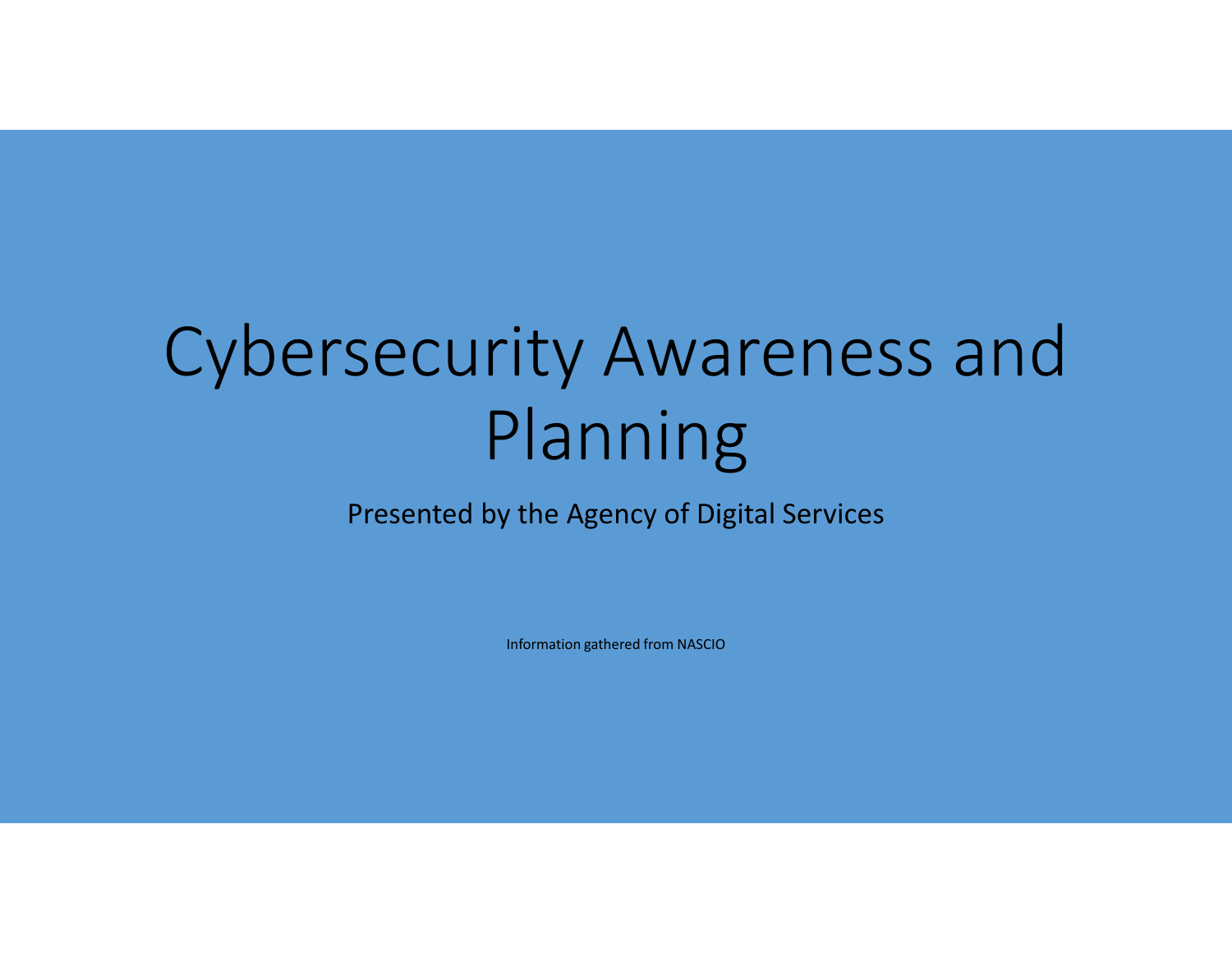# Cybersecurity Awareness and Planning

Presented by the Agency of Digital Services

Information gathered from NASCIO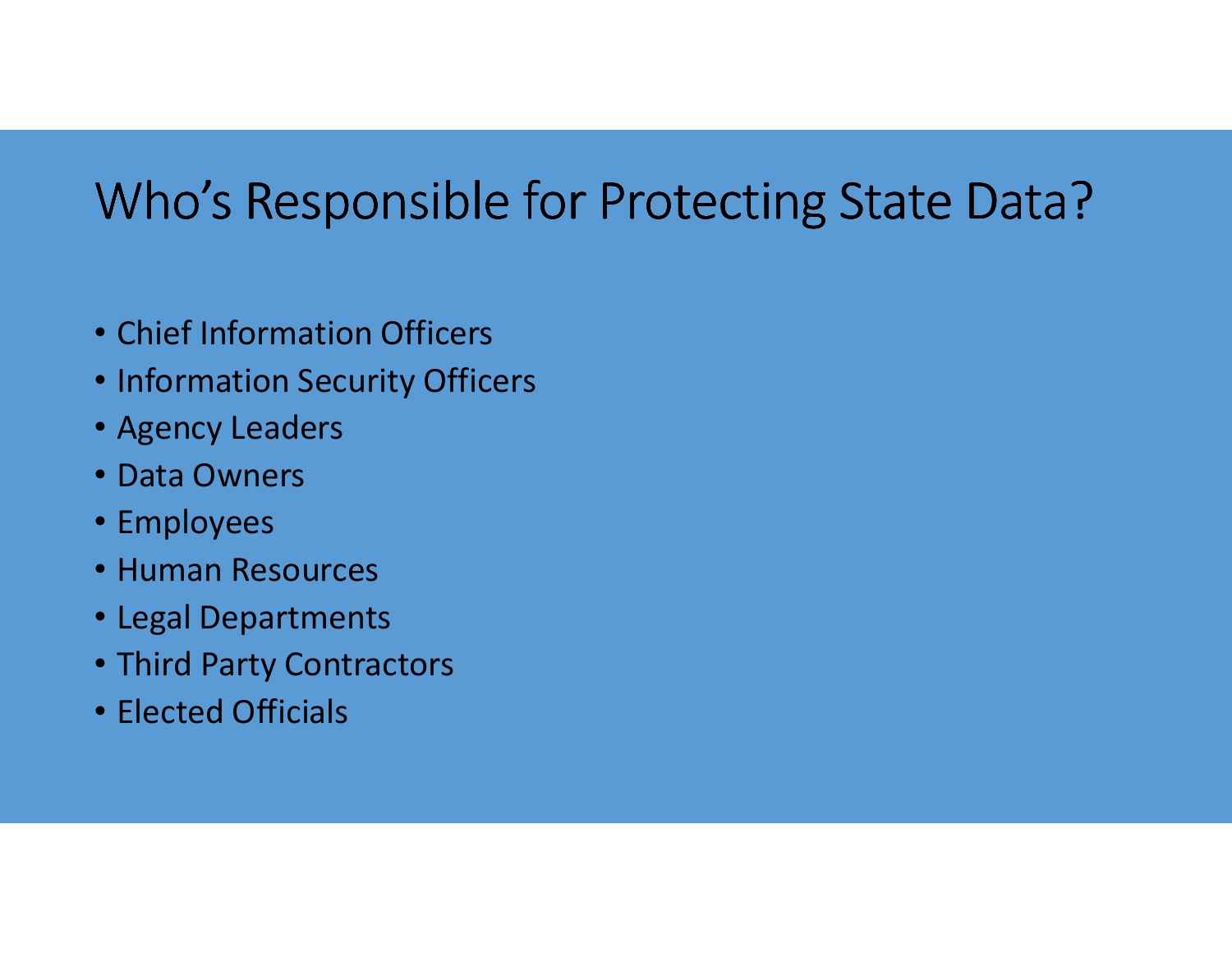# Who's Responsible for Protecting State Data?

- Chief Information Officers
- Information Security Officers
- Agency Leaders
- Data Owners
- Employees
- Human Resources
- Legal Departments
- Third Party Contractors
- Elected Officials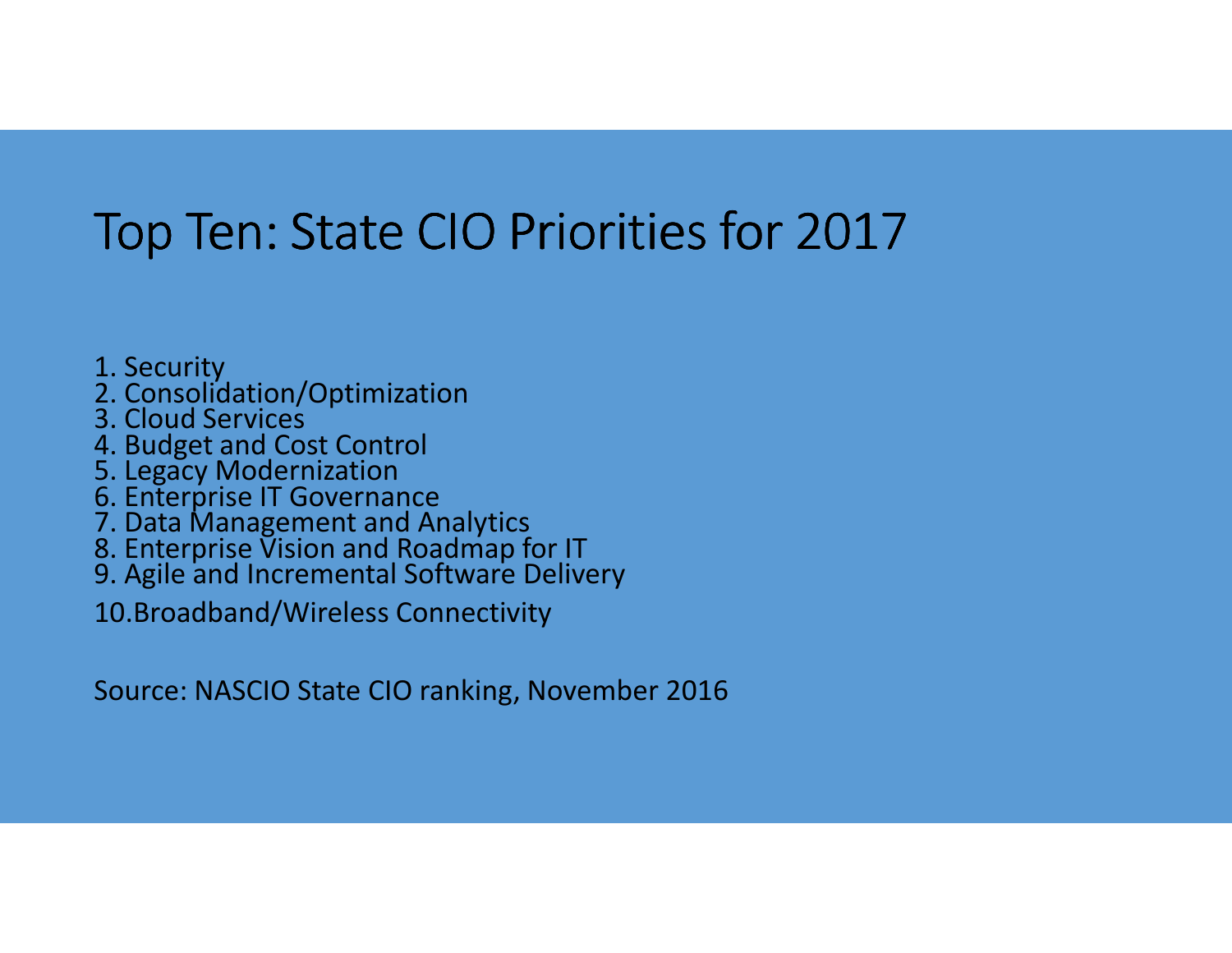# Top Ten: State CIO Priorities for 2017

1. Security
2. Consolidation/Optimization
3. Cloud Services
4. Budget and Cost Control
5. Legacy Modernization
6. Enterprise IT Governance
7. Data Management and Analytics
8. Enterprise Vision and Roadmap for IT
9. Agile and Incremental Software Delivery
10. Broadband/Wireless Connectivity

Source: NASCIO State CIO ranking, November 2016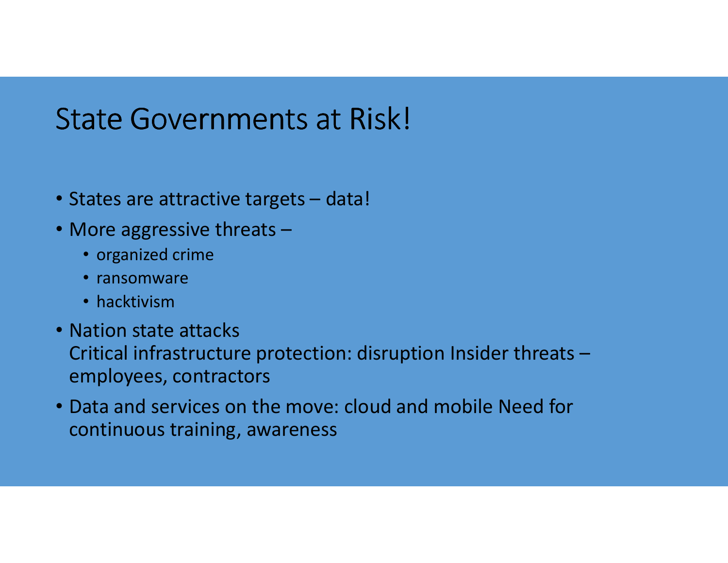# State Governments at Risk!

- States are attractive targets – data!
- More aggressive threats –
  - organized crime
  - ransomware
  - hacktivism
- Nation state attacks
  Critical infrastructure protection: disruption Insider threats – employees, contractors
- Data and services on the move: cloud and mobile Need for continuous training, awareness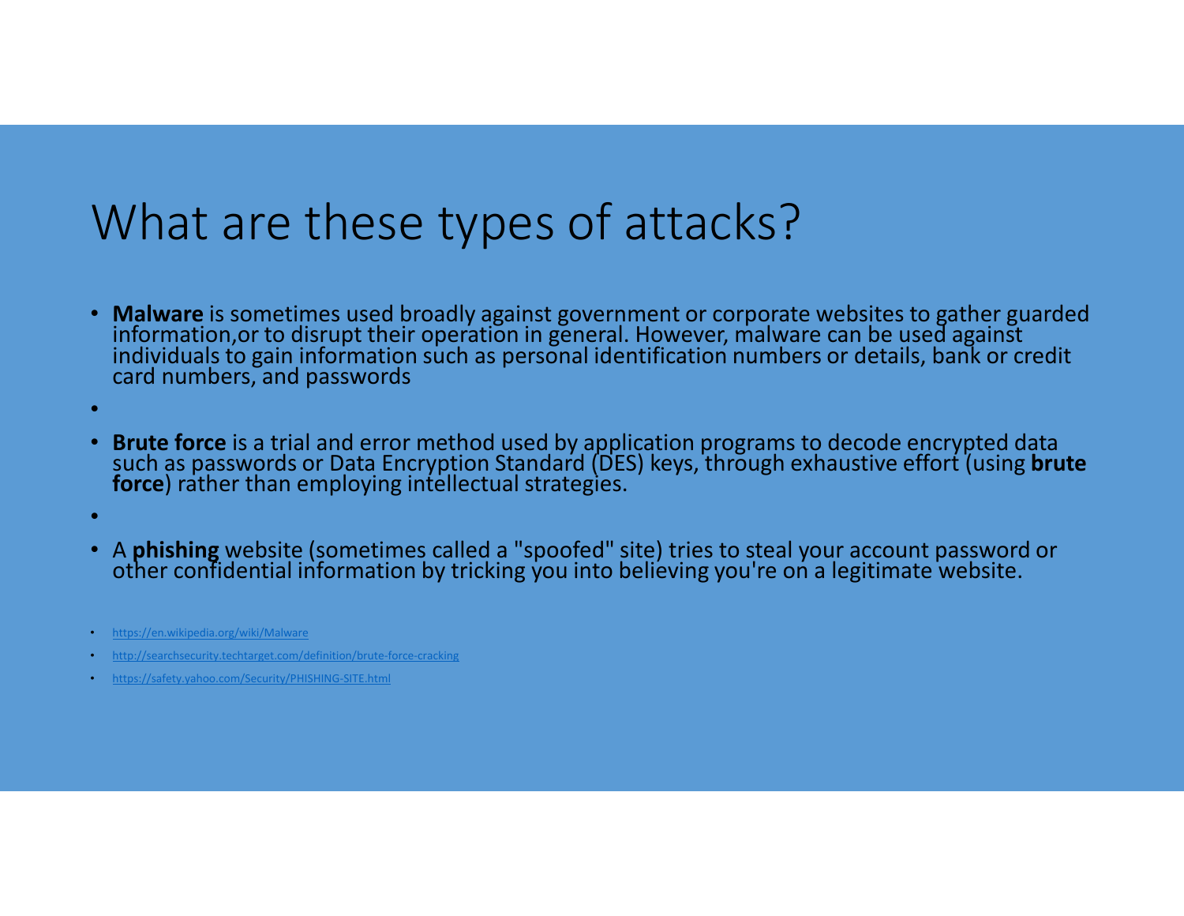# What are these types of attacks?

- **Malware** is sometimes used broadly against government or corporate websites to gather guarded information,or to disrupt their operation in general. However, malware can be used against individuals to gain information such as personal identification numbers or details, bank or credit card numbers, and passwords
- 
- **Brute force** is a trial and error method used by application programs to decode encrypted data such as passwords or Data Encryption Standard (DES) keys, through exhaustive effort (using **brute force**) rather than employing intellectual strategies.
- 
- A **phishing** website (sometimes called a "spoofed" site) tries to steal your account password or other confidential information by tricking you into believing you're on a legitimate website.

- https://en.wikipedia.org/wiki/Malware
- http://searchsecurity.techtarget.com/definition/brute-force-cracking
- https://safety.yahoo.com/Security/PHISHING-SITE.html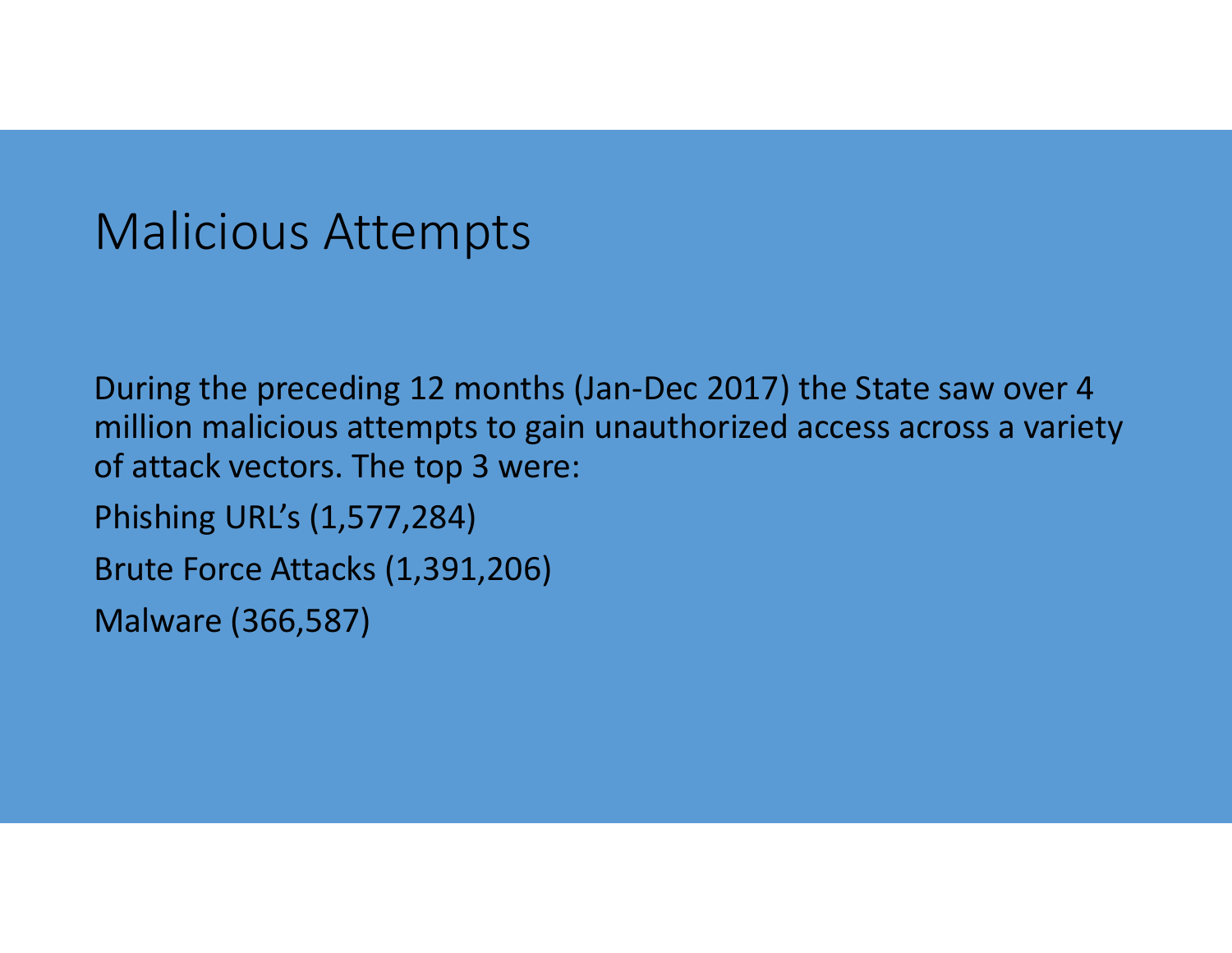# Malicious Attempts

During the preceding 12 months (Jan-Dec 2017) the State saw over 4 million malicious attempts to gain unauthorized access across a variety of attack vectors. The top 3 were:

Phishing URL's (1,577,284)

Brute Force Attacks (1,391,206)

Malware (366,587)